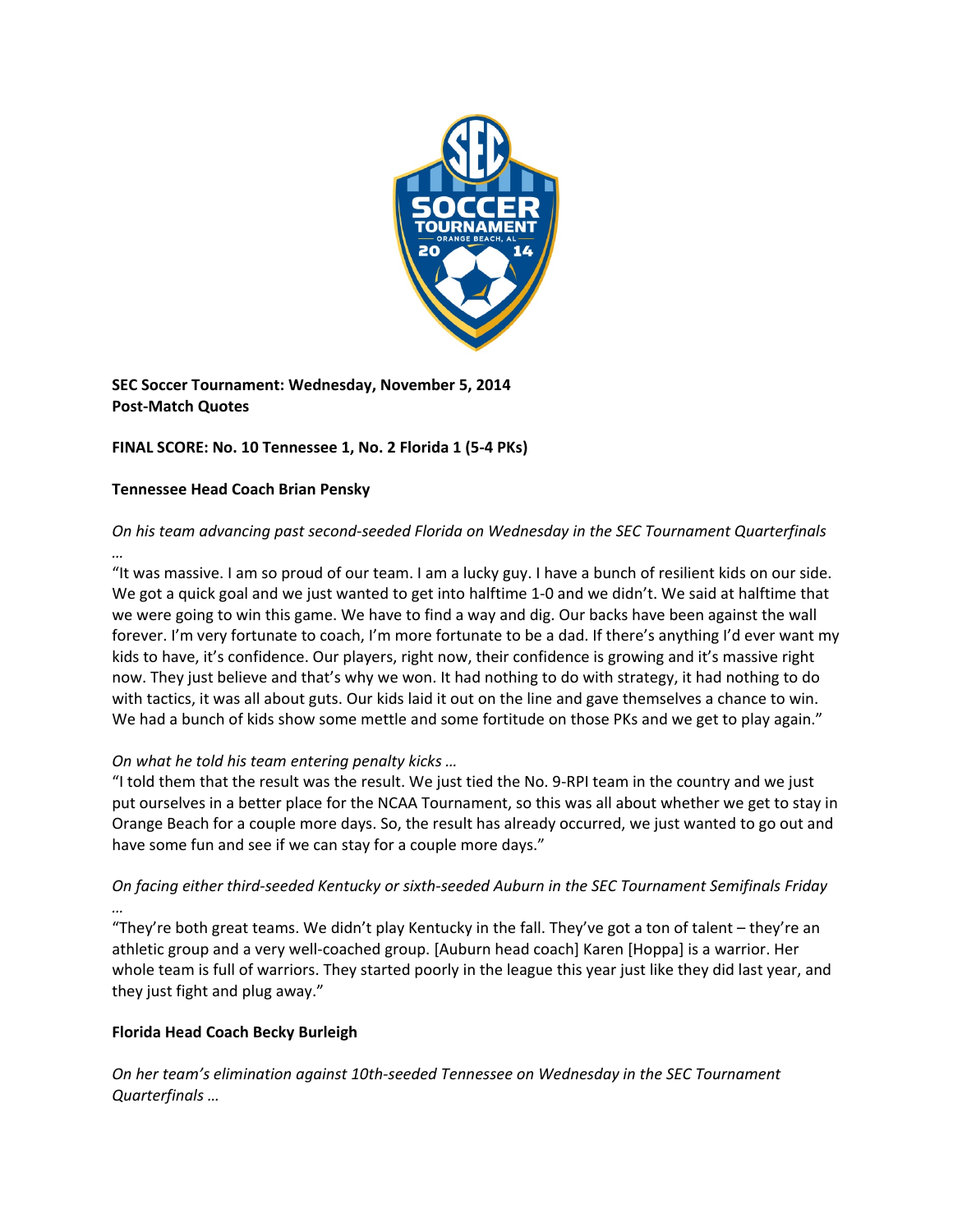**SEC Soccer Tournament: Wednesday, November 5, 2014**
**Post-Match Quotes**

**FINAL SCORE: No. 10 Tennessee 1, No. 2 Florida 1 (5-4 PKs)**

**Tennessee Head Coach Brian Pensky**

*On his team advancing past second-seeded Florida on Wednesday in the SEC Tournament Quarterfinals …*

"It was massive. I am so proud of our team. I am a lucky guy. I have a bunch of resilient kids on our side. We got a quick goal and we just wanted to get into halftime 1-0 and we didn't. We said at halftime that we were going to win this game. We have to find a way and dig. Our backs have been against the wall forever. I'm very fortunate to coach, I'm more fortunate to be a dad. If there's anything I'd ever want my kids to have, it's confidence. Our players, right now, their confidence is growing and it's massive right now. They just believe and that's why we won. It had nothing to do with strategy, it had nothing to do with tactics, it was all about guts. Our kids laid it out on the line and gave themselves a chance to win. We had a bunch of kids show some mettle and some fortitude on those PKs and we get to play again."

*On what he told his team entering penalty kicks …*

"I told them that the result was the result. We just tied the No. 9-RPI team in the country and we just put ourselves in a better place for the NCAA Tournament, so this was all about whether we get to stay in Orange Beach for a couple more days. So, the result has already occurred, we just wanted to go out and have some fun and see if we can stay for a couple more days."

*On facing either third-seeded Kentucky or sixth-seeded Auburn in the SEC Tournament Semifinals Friday …*

"They're both great teams. We didn't play Kentucky in the fall. They've got a ton of talent – they're an athletic group and a very well-coached group. [Auburn head coach] Karen [Hoppa] is a warrior. Her whole team is full of warriors. They started poorly in the league this year just like they did last year, and they just fight and plug away."

**Florida Head Coach Becky Burleigh**

*On her team's elimination against 10th-seeded Tennessee on Wednesday in the SEC Tournament Quarterfinals …*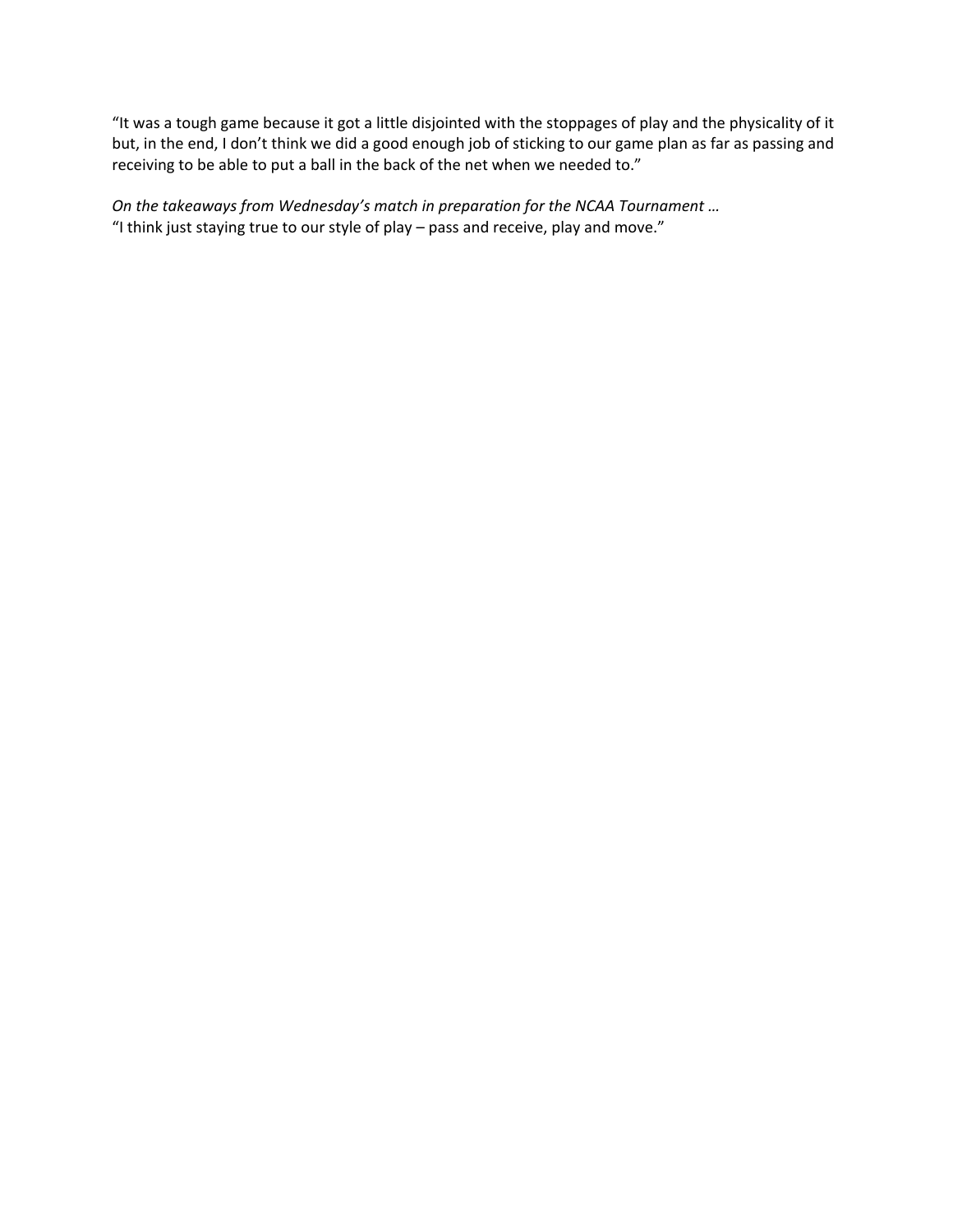"It was a tough game because it got a little disjointed with the stoppages of play and the physicality of it but, in the end, I don't think we did a good enough job of sticking to our game plan as far as passing and receiving to be able to put a ball in the back of the net when we needed to."

*On the takeaways from Wednesday's match in preparation for the NCAA Tournament …*
"I think just staying true to our style of play – pass and receive, play and move."